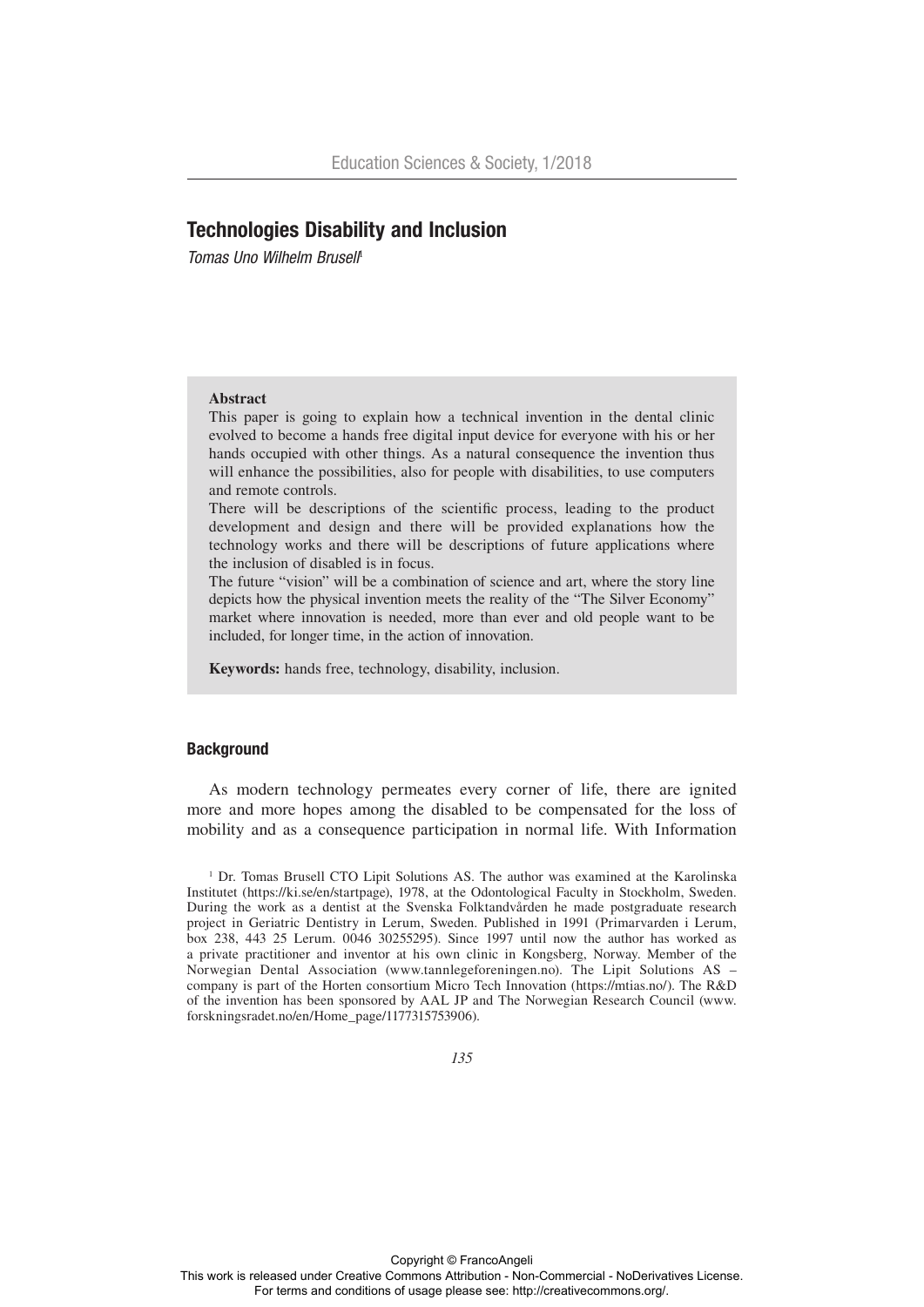# Technologies Disability and Inclusion

*Tomas Uno Wilhelm Brusell*[1]

**Abstract**

This paper is going to explain how a technical invention in the dental clinic evolved to become a hands free digital input device for everyone with his or her hands occupied with other things. As a natural consequence the invention thus will enhance the possibilities, also for people with disabilities, to use computers and remote controls.

There will be descriptions of the scientific process, leading to the product development and design and there will be provided explanations how the technology works and there will be descriptions of future applications where the inclusion of disabled is in focus.

The future "vision" will be a combination of science and art, where the story line depicts how the physical invention meets the reality of the "The Silver Economy" market where innovation is needed, more than ever and old people want to be included, for longer time, in the action of innovation.

**Keywords:** hands free, technology, disability, inclusion.

## Background

As modern technology permeates every corner of life, there are ignited more and more hopes among the disabled to be compensated for the loss of mobility and as a consequence participation in normal life. With Information

[1] Dr. Tomas Brusell CTO Lipit Solutions AS. The author was examined at the Karolinska Institutet (https://ki.se/en/startpage), 1978, at the Odontological Faculty in Stockholm, Sweden. During the work as a dentist at the Svenska Folktandvården he made postgraduate research project in Geriatric Dentistry in Lerum, Sweden. Published in 1991 (Primarvarden i Lerum, box 238, 443 25 Lerum. 0046 30255295). Since 1997 until now the author has worked as a private practitioner and inventor at his own clinic in Kongsberg, Norway. Member of the Norwegian Dental Association (www.tannlegeforeningen.no). The Lipit Solutions AS – company is part of the Horten consortium Micro Tech Innovation (https://mtias.no/). The R&D of the invention has been sponsored by AAL JP and The Norwegian Research Council (www.forskningsradet.no/en/Home_page/1177315753906).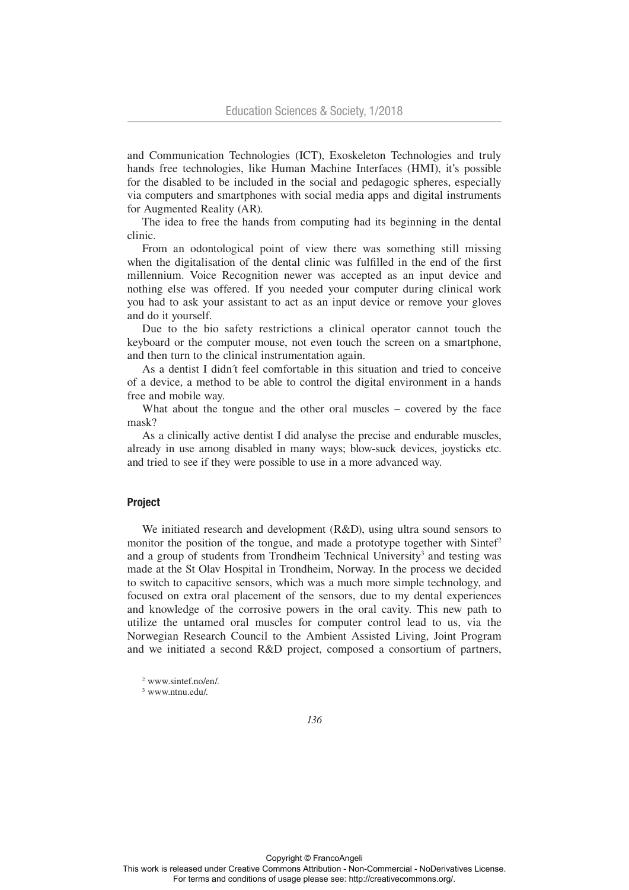and Communication Technologies (ICT), Exoskeleton Technologies and truly hands free technologies, like Human Machine Interfaces (HMI), it's possible for the disabled to be included in the social and pedagogic spheres, especially via computers and smartphones with social media apps and digital instruments for Augmented Reality (AR).

The idea to free the hands from computing had its beginning in the dental clinic.

From an odontological point of view there was something still missing when the digitalisation of the dental clinic was fulfilled in the end of the first millennium. Voice Recognition newer was accepted as an input device and nothing else was offered. If you needed your computer during clinical work you had to ask your assistant to act as an input device or remove your gloves and do it yourself.

Due to the bio safety restrictions a clinical operator cannot touch the keyboard or the computer mouse, not even touch the screen on a smartphone, and then turn to the clinical instrumentation again.

As a dentist I didn´t feel comfortable in this situation and tried to conceive of a device, a method to be able to control the digital environment in a hands free and mobile way.

What about the tongue and the other oral muscles – covered by the face mask?

As a clinically active dentist I did analyse the precise and endurable muscles, already in use among disabled in many ways; blow-suck devices, joysticks etc. and tried to see if they were possible to use in a more advanced way.

## Project

We initiated research and development (R&D), using ultra sound sensors to monitor the position of the tongue, and made a prototype together with Sintef[2] and a group of students from Trondheim Technical University[3] and testing was made at the St Olav Hospital in Trondheim, Norway. In the process we decided to switch to capacitive sensors, which was a much more simple technology, and focused on extra oral placement of the sensors, due to my dental experiences and knowledge of the corrosive powers in the oral cavity. This new path to utilize the untamed oral muscles for computer control lead to us, via the Norwegian Research Council to the Ambient Assisted Living, Joint Program and we initiated a second R&D project, composed a consortium of partners,

[2] www.sintef.no/en/.

[3] www.ntnu.edu/.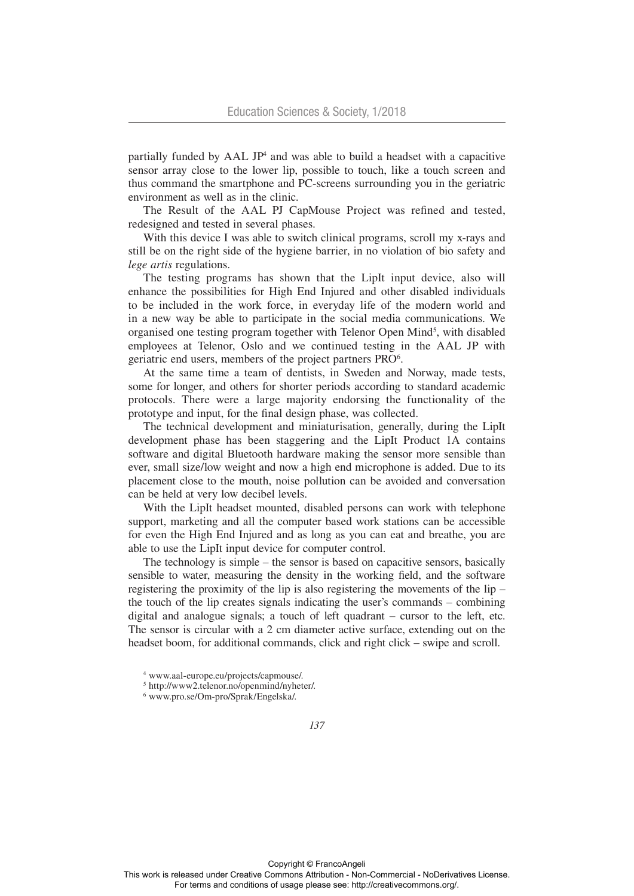partially funded by AAL JP[4] and was able to build a headset with a capacitive sensor array close to the lower lip, possible to touch, like a touch screen and thus command the smartphone and PC-screens surrounding you in the geriatric environment as well as in the clinic.

The Result of the AAL PJ CapMouse Project was refined and tested, redesigned and tested in several phases.

With this device I was able to switch clinical programs, scroll my x-rays and still be on the right side of the hygiene barrier, in no violation of bio safety and *lege artis* regulations.

The testing programs has shown that the LipIt input device, also will enhance the possibilities for High End Injured and other disabled individuals to be included in the work force, in everyday life of the modern world and in a new way be able to participate in the social media communications. We organised one testing program together with Telenor Open Mind[5], with disabled employees at Telenor, Oslo and we continued testing in the AAL JP with geriatric end users, members of the project partners PRO[6].

At the same time a team of dentists, in Sweden and Norway, made tests, some for longer, and others for shorter periods according to standard academic protocols. There were a large majority endorsing the functionality of the prototype and input, for the final design phase, was collected.

The technical development and miniaturisation, generally, during the LipIt development phase has been staggering and the LipIt Product 1A contains software and digital Bluetooth hardware making the sensor more sensible than ever, small size/low weight and now a high end microphone is added. Due to its placement close to the mouth, noise pollution can be avoided and conversation can be held at very low decibel levels.

With the LipIt headset mounted, disabled persons can work with telephone support, marketing and all the computer based work stations can be accessible for even the High End Injured and as long as you can eat and breathe, you are able to use the LipIt input device for computer control.

The technology is simple – the sensor is based on capacitive sensors, basically sensible to water, measuring the density in the working field, and the software registering the proximity of the lip is also registering the movements of the lip – the touch of the lip creates signals indicating the user's commands – combining digital and analogue signals; a touch of left quadrant – cursor to the left, etc. The sensor is circular with a 2 cm diameter active surface, extending out on the headset boom, for additional commands, click and right click – swipe and scroll.

[4] www.aal-europe.eu/projects/capmouse/.

[5] http://www2.telenor.no/openmind/nyheter/.

[6] www.pro.se/Om-pro/Sprak/Engelska/.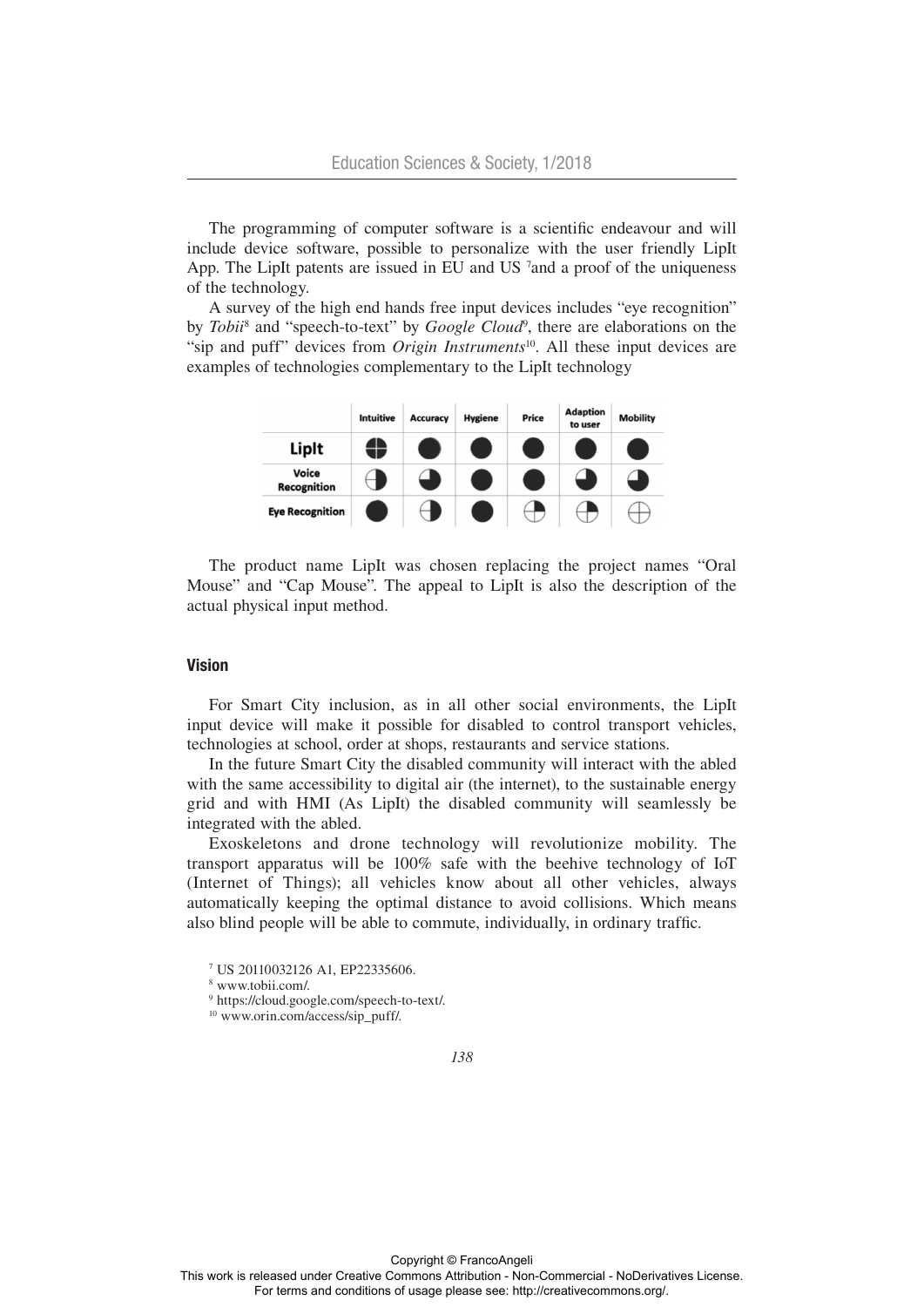The programming of computer software is a scientific endeavour and will include device software, possible to personalize with the user friendly LipIt App. The LipIt patents are issued in EU and US [7] and a proof of the uniqueness of the technology.

A survey of the high end hands free input devices includes "eye recognition" by *Tobii*[8] and "speech-to-text" by *Google Cloud*[9], there are elaborations on the "sip and puff" devices from *Origin Instruments*[10]. All these input devices are examples of technologies complementary to the LipIt technology

| | Intuitive | Accuracy | Hygiene | Price | Adaption to user | Mobility |
|---|---|---|---|---|---|---|
| **LipIt** | ● | ● | ● | ● | ● | ● |
| **Voice Recognition** | ◑ | ◕ | ● | ● | ◕ | ◕ |
| **Eye Recognition** | ● | ◑ | ● | ◔ | ◔ | ○ |

The product name LipIt was chosen replacing the project names "Oral Mouse" and "Cap Mouse". The appeal to LipIt is also the description of the actual physical input method.

### Vision

For Smart City inclusion, as in all other social environments, the LipIt input device will make it possible for disabled to control transport vehicles, technologies at school, order at shops, restaurants and service stations.

In the future Smart City the disabled community will interact with the abled with the same accessibility to digital air (the internet), to the sustainable energy grid and with HMI (As LipIt) the disabled community will seamlessly be integrated with the abled.

Exoskeletons and drone technology will revolutionize mobility. The transport apparatus will be 100% safe with the beehive technology of IoT (Internet of Things); all vehicles know about all other vehicles, always automatically keeping the optimal distance to avoid collisions. Which means also blind people will be able to commute, individually, in ordinary traffic.

[7] US 20110032126 A1, EP22335606.

[8] www.tobii.com/.

[9] https://cloud.google.com/speech-to-text/.

[10] www.orin.com/access/sip_puff/.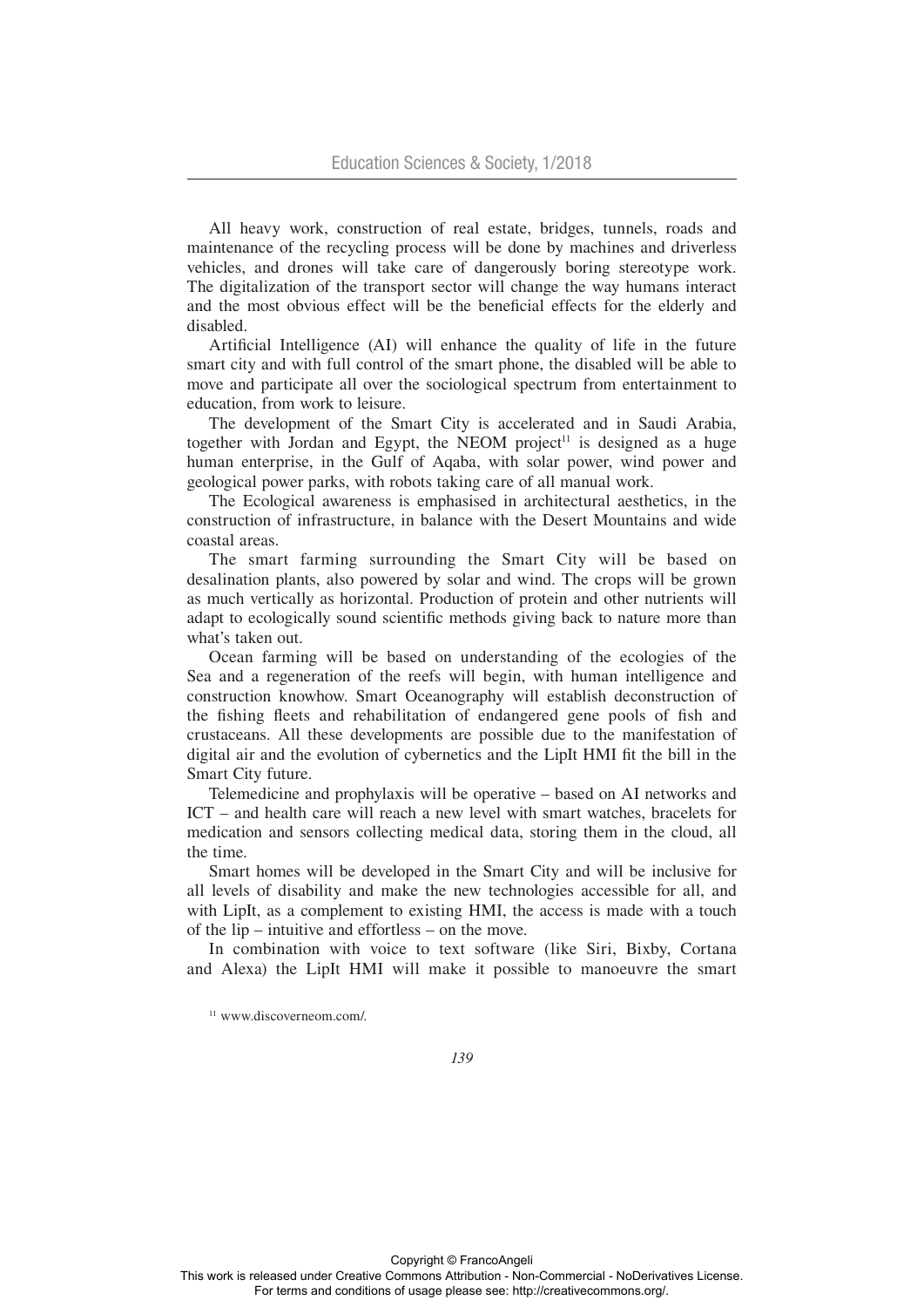All heavy work, construction of real estate, bridges, tunnels, roads and maintenance of the recycling process will be done by machines and driverless vehicles, and drones will take care of dangerously boring stereotype work. The digitalization of the transport sector will change the way humans interact and the most obvious effect will be the beneficial effects for the elderly and disabled.

Artificial Intelligence (AI) will enhance the quality of life in the future smart city and with full control of the smart phone, the disabled will be able to move and participate all over the sociological spectrum from entertainment to education, from work to leisure.

The development of the Smart City is accelerated and in Saudi Arabia, together with Jordan and Egypt, the NEOM project[11] is designed as a huge human enterprise, in the Gulf of Aqaba, with solar power, wind power and geological power parks, with robots taking care of all manual work.

The Ecological awareness is emphasised in architectural aesthetics, in the construction of infrastructure, in balance with the Desert Mountains and wide coastal areas.

The smart farming surrounding the Smart City will be based on desalination plants, also powered by solar and wind. The crops will be grown as much vertically as horizontal. Production of protein and other nutrients will adapt to ecologically sound scientific methods giving back to nature more than what's taken out.

Ocean farming will be based on understanding of the ecologies of the Sea and a regeneration of the reefs will begin, with human intelligence and construction knowhow. Smart Oceanography will establish deconstruction of the fishing fleets and rehabilitation of endangered gene pools of fish and crustaceans. All these developments are possible due to the manifestation of digital air and the evolution of cybernetics and the LipIt HMI fit the bill in the Smart City future.

Telemedicine and prophylaxis will be operative – based on AI networks and ICT – and health care will reach a new level with smart watches, bracelets for medication and sensors collecting medical data, storing them in the cloud, all the time.

Smart homes will be developed in the Smart City and will be inclusive for all levels of disability and make the new technologies accessible for all, and with LipIt, as a complement to existing HMI, the access is made with a touch of the lip – intuitive and effortless – on the move.

In combination with voice to text software (like Siri, Bixby, Cortana and Alexa) the LipIt HMI will make it possible to manoeuvre the smart

[11] www.discoverneom.com/.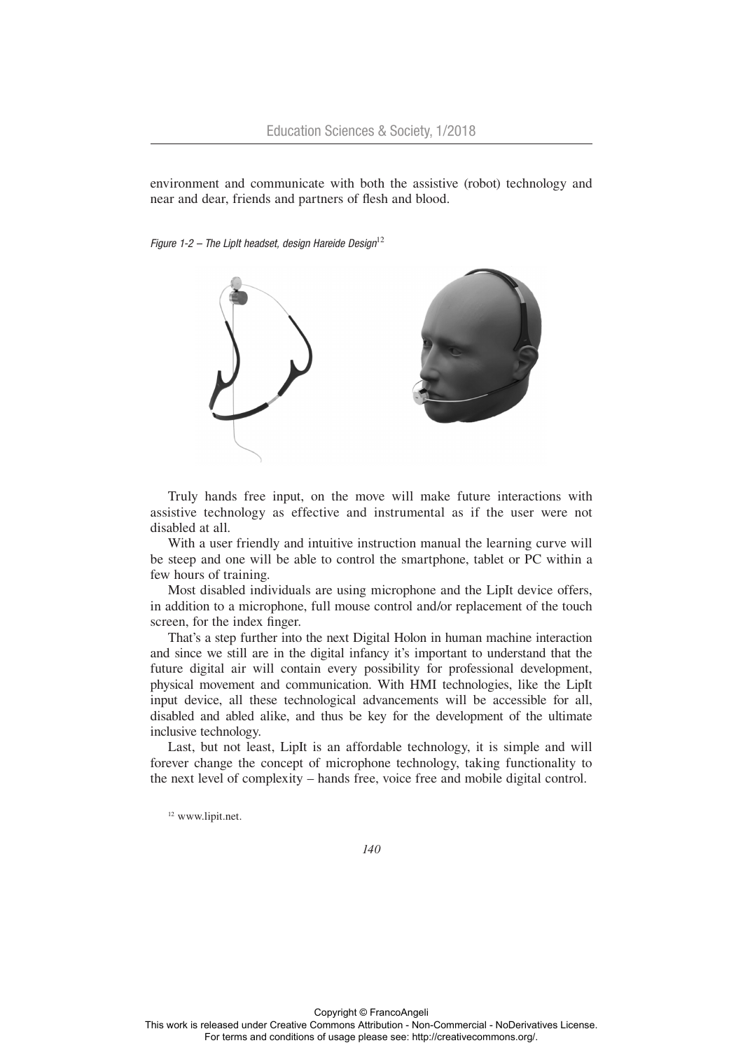environment and communicate with both the assistive (robot) technology and near and dear, friends and partners of flesh and blood.

*Figure 1-2 – The LipIt headset, design Hareide Design*[12]

Truly hands free input, on the move will make future interactions with assistive technology as effective and instrumental as if the user were not disabled at all.

With a user friendly and intuitive instruction manual the learning curve will be steep and one will be able to control the smartphone, tablet or PC within a few hours of training.

Most disabled individuals are using microphone and the LipIt device offers, in addition to a microphone, full mouse control and/or replacement of the touch screen, for the index finger.

That's a step further into the next Digital Holon in human machine interaction and since we still are in the digital infancy it's important to understand that the future digital air will contain every possibility for professional development, physical movement and communication. With HMI technologies, like the LipIt input device, all these technological advancements will be accessible for all, disabled and abled alike, and thus be key for the development of the ultimate inclusive technology.

Last, but not least, LipIt is an affordable technology, it is simple and will forever change the concept of microphone technology, taking functionality to the next level of complexity – hands free, voice free and mobile digital control.

[12] www.lipit.net.

Copyright © FrancoAngeli
This work is released under Creative Commons Attribution - Non-Commercial - NoDerivatives License.
For terms and conditions of usage please see: http://creativecommons.org/.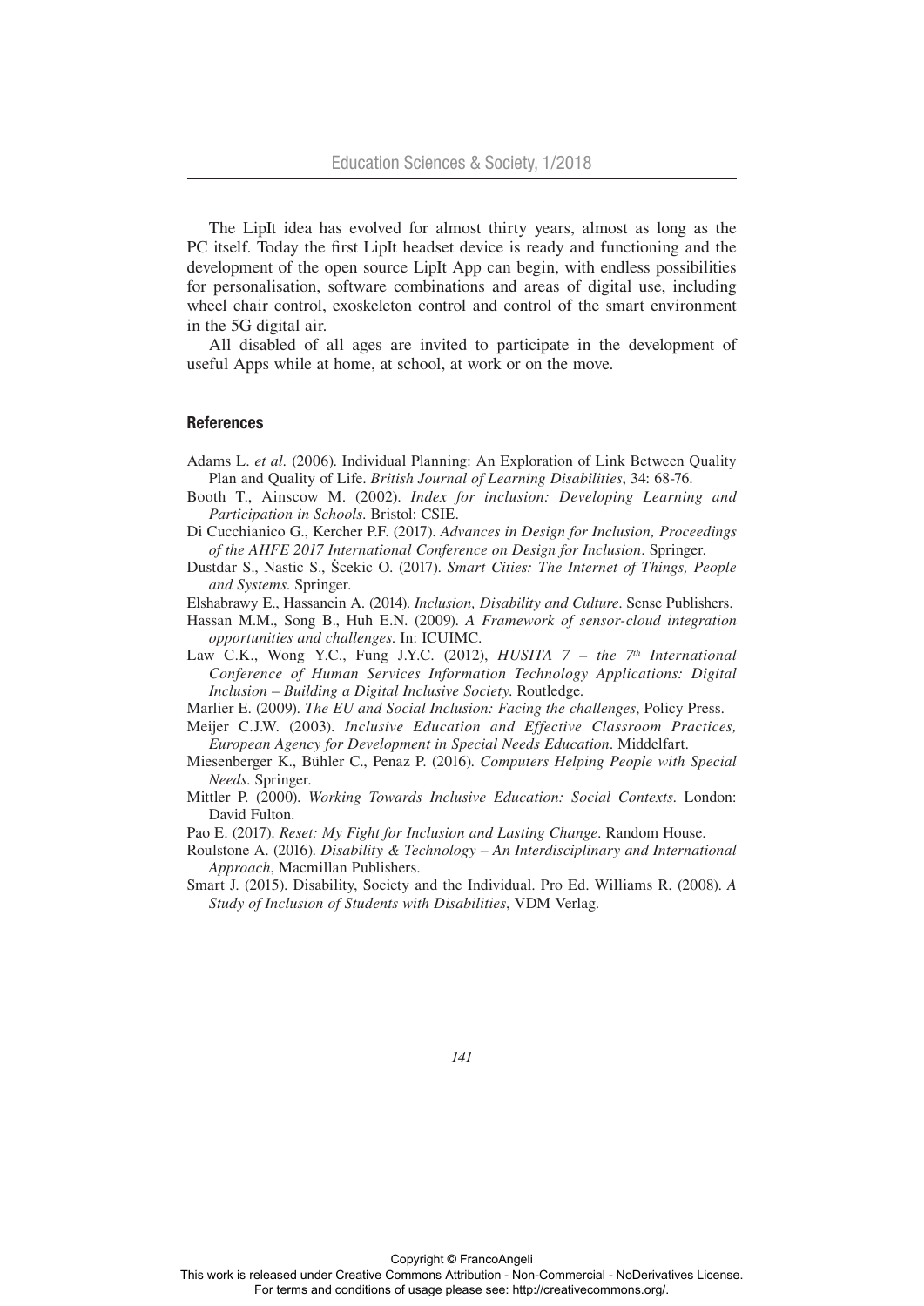The LipIt idea has evolved for almost thirty years, almost as long as the PC itself. Today the first LipIt headset device is ready and functioning and the development of the open source LipIt App can begin, with endless possibilities for personalisation, software combinations and areas of digital use, including wheel chair control, exoskeleton control and control of the smart environment in the 5G digital air.

All disabled of all ages are invited to participate in the development of useful Apps while at home, at school, at work or on the move.

## References

Adams L. *et al.* (2006). Individual Planning: An Exploration of Link Between Quality Plan and Quality of Life. *British Journal of Learning Disabilities*, 34: 68-76.

Booth T., Ainscow M. (2002). *Index for inclusion: Developing Learning and Participation in Schools*. Bristol: CSIE.

Di Cucchianico G., Kercher P.F. (2017). *Advances in Design for Inclusion, Proceedings of the AHFE 2017 International Conference on Design for Inclusion*. Springer.

Dustdar S., Nastic S., Ścekic O. (2017). *Smart Cities: The Internet of Things, People and Systems*. Springer.

Elshabrawy E., Hassanein A. (2014). *Inclusion, Disability and Culture*. Sense Publishers.

Hassan M.M., Song B., Huh E.N. (2009). *A Framework of sensor-cloud integration opportunities and challenges*. In: ICUIMC.

Law C.K., Wong Y.C., Fung J.Y.C. (2012), *HUSITA 7 – the 7th International Conference of Human Services Information Technology Applications: Digital Inclusion – Building a Digital Inclusive Society*. Routledge.

Marlier E. (2009). *The EU and Social Inclusion: Facing the challenges*, Policy Press.

Meijer C.J.W. (2003). *Inclusive Education and Effective Classroom Practices, European Agency for Development in Special Needs Education*. Middelfart.

Miesenberger K., Bühler C., Penaz P. (2016). *Computers Helping People with Special Needs*. Springer.

Mittler P. (2000). *Working Towards Inclusive Education: Social Contexts*. London: David Fulton.

Pao E. (2017). *Reset: My Fight for Inclusion and Lasting Change*. Random House.

Roulstone A. (2016). *Disability & Technology – An Interdisciplinary and International Approach*, Macmillan Publishers.

Smart J. (2015). Disability, Society and the Individual. Pro Ed. Williams R. (2008). *A Study of Inclusion of Students with Disabilities*, VDM Verlag.